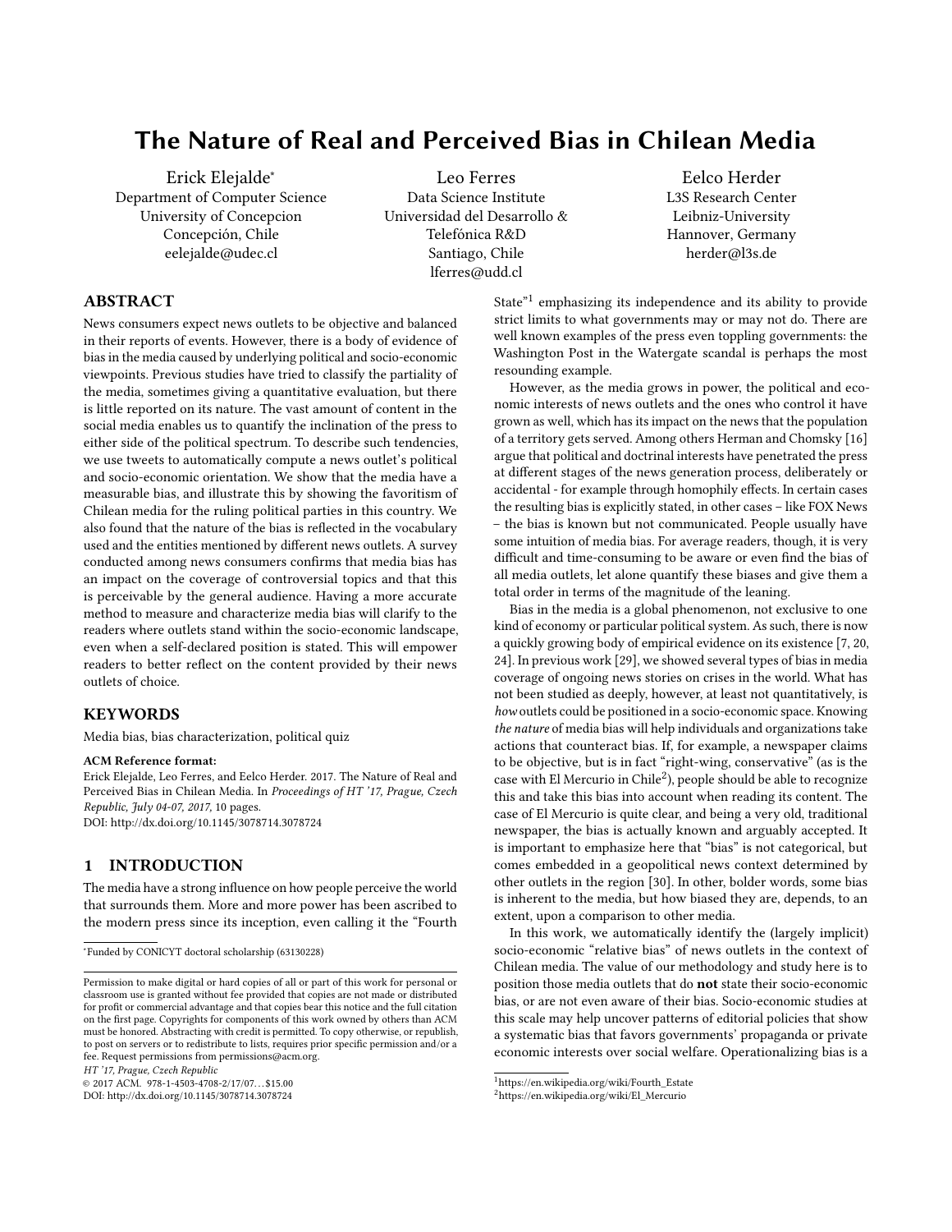# The Nature of Real and Perceived Bias in Chilean Media

Erick Elejalde[*]
Department of Computer Science
University of Concepcion
Concepción, Chile
eelejalde@udec.cl

Leo Ferres
Data Science Institute
Universidad del Desarrollo &
Telefónica R&D
Santiago, Chile
lferres@udd.cl

Eelco Herder
L3S Research Center
Leibniz-University
Hannover, Germany
herder@l3s.de

## ABSTRACT

News consumers expect news outlets to be objective and balanced in their reports of events. However, there is a body of evidence of bias in the media caused by underlying political and socio-economic viewpoints. Previous studies have tried to classify the partiality of the media, sometimes giving a quantitative evaluation, but there is little reported on its nature. The vast amount of content in the social media enables us to quantify the inclination of the press to either side of the political spectrum. To describe such tendencies, we use tweets to automatically compute a news outlet's political and socio-economic orientation. We show that the media have a measurable bias, and illustrate this by showing the favoritism of Chilean media for the ruling political parties in this country. We also found that the nature of the bias is reflected in the vocabulary used and the entities mentioned by different news outlets. A survey conducted among news consumers confirms that media bias has an impact on the coverage of controversial topics and that this is perceivable by the general audience. Having a more accurate method to measure and characterize media bias will clarify to the readers where outlets stand within the socio-economic landscape, even when a self-declared position is stated. This will empower readers to better reflect on the content provided by their news outlets of choice.

## KEYWORDS

Media bias, bias characterization, political quiz

**ACM Reference format:**
Erick Elejalde, Leo Ferres, and Eelco Herder. 2017. The Nature of Real and Perceived Bias in Chilean Media. In *Proceedings of HT '17, Prague, Czech Republic, July 04-07, 2017,* 10 pages.
DOI: http://dx.doi.org/10.1145/3078714.3078724

## 1 INTRODUCTION

The media have a strong influence on how people perceive the world that surrounds them. More and more power has been ascribed to the modern press since its inception, even calling it the "Fourth State"[1] emphasizing its independence and its ability to provide strict limits to what governments may or may not do. There are well known examples of the press even toppling governments: the Washington Post in the Watergate scandal is perhaps the most resounding example.

However, as the media grows in power, the political and economic interests of news outlets and the ones who control it have grown as well, which has its impact on the news that the population of a territory gets served. Among others Herman and Chomsky [16] argue that political and doctrinal interests have penetrated the press at different stages of the news generation process, deliberately or accidental - for example through homophily effects. In certain cases the resulting bias is explicitly stated, in other cases – like FOX News – the bias is known but not communicated. People usually have some intuition of media bias. For average readers, though, it is very difficult and time-consuming to be aware or even find the bias of all media outlets, let alone quantify these biases and give them a total order in terms of the magnitude of the leaning.

Bias in the media is a global phenomenon, not exclusive to one kind of economy or particular political system. As such, there is now a quickly growing body of empirical evidence on its existence [7, 20, 24]. In previous work [29], we showed several types of bias in media coverage of ongoing news stories on crises in the world. What has not been studied as deeply, however, at least not quantitatively, is *how* outlets could be positioned in a socio-economic space. Knowing *the nature* of media bias will help individuals and organizations take actions that counteract bias. If, for example, a newspaper claims to be objective, but is in fact "right-wing, conservative" (as is the case with El Mercurio in Chile[2]), people should be able to recognize this and take this bias into account when reading its content. The case of El Mercurio is quite clear, and being a very old, traditional newspaper, the bias is actually known and arguably accepted. It is important to emphasize here that "bias" is not categorical, but comes embedded in a geopolitical news context determined by other outlets in the region [30]. In other, bolder words, some bias is inherent to the media, but how biased they are, depends, to an extent, upon a comparison to other media.

In this work, we automatically identify the (largely implicit) socio-economic "relative bias" of news outlets in the context of Chilean media. The value of our methodology and study here is to position those media outlets that do **not** state their socio-economic bias, or are not even aware of their bias. Socio-economic studies at this scale may help uncover patterns of editorial policies that show a systematic bias that favors governments' propaganda or private economic interests over social welfare. Operationalizing bias is a

[*]Funded by CONICYT doctoral scholarship (63130228)

Permission to make digital or hard copies of all or part of this work for personal or classroom use is granted without fee provided that copies are not made or distributed for profit or commercial advantage and that copies bear this notice and the full citation on the first page. Copyrights for components of this work owned by others than ACM must be honored. Abstracting with credit is permitted. To copy otherwise, or republish, to post on servers or to redistribute to lists, requires prior specific permission and/or a fee. Request permissions from permissions@acm.org.
*HT '17, Prague, Czech Republic*
© 2017 ACM. 978-1-4503-4708-2/17/07…$15.00
DOI: http://dx.doi.org/10.1145/3078714.3078724

[1]https://en.wikipedia.org/wiki/Fourth_Estate
[2]https://en.wikipedia.org/wiki/El_Mercurio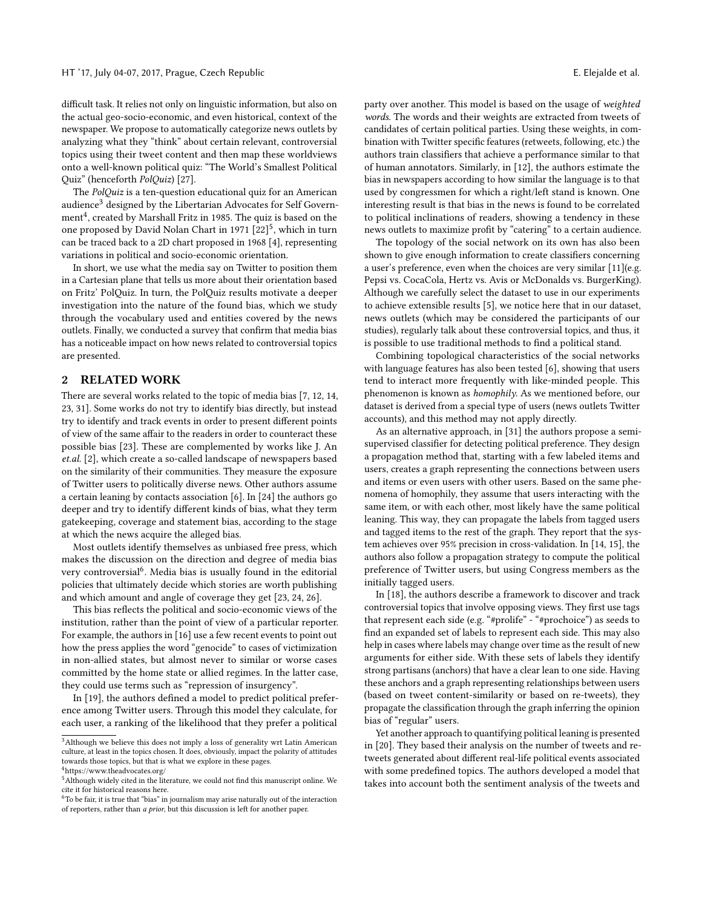difficult task. It relies not only on linguistic information, but also on the actual geo-socio-economic, and even historical, context of the newspaper. We propose to automatically categorize news outlets by analyzing what they "think" about certain relevant, controversial topics using their tweet content and then map these worldviews onto a well-known political quiz: "The World's Smallest Political Quiz" (henceforth *PolQuiz*) [27].

The *PolQuiz* is a ten-question educational quiz for an American audience[3] designed by the Libertarian Advocates for Self Government[4], created by Marshall Fritz in 1985. The quiz is based on the one proposed by David Nolan Chart in 1971 [22][5], which in turn can be traced back to a 2D chart proposed in 1968 [4], representing variations in political and socio-economic orientation.

In short, we use what the media say on Twitter to position them in a Cartesian plane that tells us more about their orientation based on Fritz' PolQuiz. In turn, the PolQuiz results motivate a deeper investigation into the nature of the found bias, which we study through the vocabulary used and entities covered by the news outlets. Finally, we conducted a survey that confirm that media bias has a noticeable impact on how news related to controversial topics are presented.

## 2 RELATED WORK

There are several works related to the topic of media bias [7, 12, 14, 23, 31]. Some works do not try to identify bias directly, but instead try to identify and track events in order to present different points of view of the same affair to the readers in order to counteract these possible bias [23]. These are complemented by works like J. An *et.al.* [2], which create a so-called landscape of newspapers based on the similarity of their communities. They measure the exposure of Twitter users to politically diverse news. Other authors assume a certain leaning by contacts association [6]. In [24] the authors go deeper and try to identify different kinds of bias, what they term gatekeeping, coverage and statement bias, according to the stage at which the news acquire the alleged bias.

Most outlets identify themselves as unbiased free press, which makes the discussion on the direction and degree of media bias very controversial[6]. Media bias is usually found in the editorial policies that ultimately decide which stories are worth publishing and which amount and angle of coverage they get [23, 24, 26].

This bias reflects the political and socio-economic views of the institution, rather than the point of view of a particular reporter. For example, the authors in [16] use a few recent events to point out how the press applies the word "genocide" to cases of victimization in non-allied states, but almost never to similar or worse cases committed by the home state or allied regimes. In the latter case, they could use terms such as "repression of insurgency".

In [19], the authors defined a model to predict political preference among Twitter users. Through this model they calculate, for each user, a ranking of the likelihood that they prefer a political party over another. This model is based on the usage of *weighted words*. The words and their weights are extracted from tweets of candidates of certain political parties. Using these weights, in combination with Twitter specific features (retweets, following, etc.) the authors train classifiers that achieve a performance similar to that of human annotators. Similarly, in [12], the authors estimate the bias in newspapers according to how similar the language is to that used by congressmen for which a right/left stand is known. One interesting result is that bias in the news is found to be correlated to political inclinations of readers, showing a tendency in these news outlets to maximize profit by "catering" to a certain audience.

The topology of the social network on its own has also been shown to give enough information to create classifiers concerning a user's preference, even when the choices are very similar [11](e.g. Pepsi vs. CocaCola, Hertz vs. Avis or McDonalds vs. BurgerKing). Although we carefully select the dataset to use in our experiments to achieve extensible results [5], we notice here that in our dataset, news outlets (which may be considered the participants of our studies), regularly talk about these controversial topics, and thus, it is possible to use traditional methods to find a political stand.

Combining topological characteristics of the social networks with language features has also been tested [6], showing that users tend to interact more frequently with like-minded people. This phenomenon is known as *homophily*. As we mentioned before, our dataset is derived from a special type of users (news outlets Twitter accounts), and this method may not apply directly.

As an alternative approach, in [31] the authors propose a semi-supervised classifier for detecting political preference. They design a propagation method that, starting with a few labeled items and users, creates a graph representing the connections between users and items or even users with other users. Based on the same phenomena of homophily, they assume that users interacting with the same item, or with each other, most likely have the same political leaning. This way, they can propagate the labels from tagged users and tagged items to the rest of the graph. They report that the system achieves over 95% precision in cross-validation. In [14, 15], the authors also follow a propagation strategy to compute the political preference of Twitter users, but using Congress members as the initially tagged users.

In [18], the authors describe a framework to discover and track controversial topics that involve opposing views. They first use tags that represent each side (e.g. "#prolife" - "#prochoice") as seeds to find an expanded set of labels to represent each side. This may also help in cases where labels may change over time as the result of new arguments for either side. With these sets of labels they identify strong partisans (anchors) that have a clear lean to one side. Having these anchors and a graph representing relationships between users (based on tweet content-similarity or based on re-tweets), they propagate the classification through the graph inferring the opinion bias of "regular" users.

Yet another approach to quantifying political leaning is presented in [20]. They based their analysis on the number of tweets and retweets generated about different real-life political events associated with some predefined topics. The authors developed a model that takes into account both the sentiment analysis of the tweets and

[3] Although we believe this does not imply a loss of generality wrt Latin American culture, at least in the topics chosen. It does, obviously, impact the polarity of attitudes towards those topics, but that is what we explore in these pages.

[4] https://www.theadvocates.org/

[5] Although widely cited in the literature, we could not find this manuscript online. We cite it for historical reasons here.

[6] To be fair, it is true that "bias" in journalism may arise naturally out of the interaction of reporters, rather than *a prior*, but this discussion is left for another paper.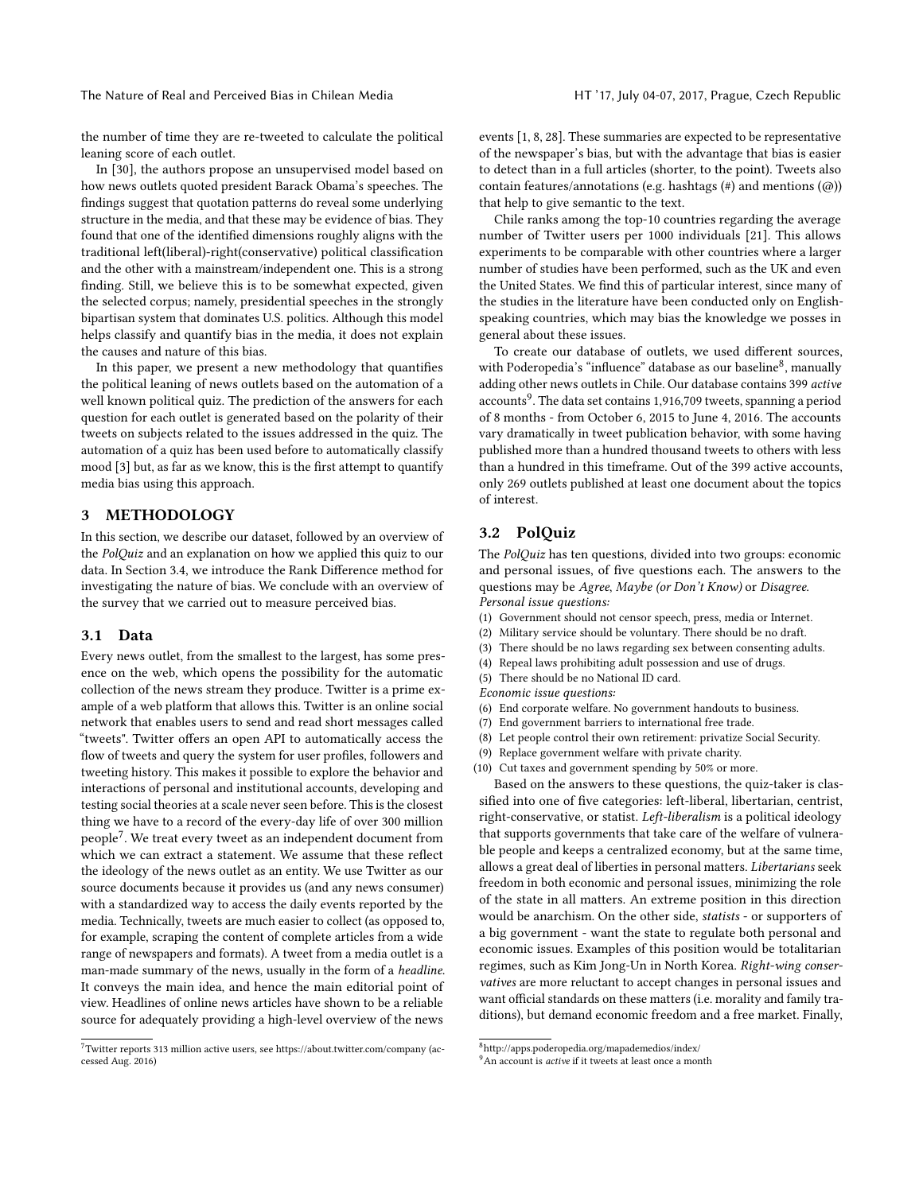the number of time they are re-tweeted to calculate the political leaning score of each outlet.

In [30], the authors propose an unsupervised model based on how news outlets quoted president Barack Obama's speeches. The findings suggest that quotation patterns do reveal some underlying structure in the media, and that these may be evidence of bias. They found that one of the identified dimensions roughly aligns with the traditional left(liberal)-right(conservative) political classification and the other with a mainstream/independent one. This is a strong finding. Still, we believe this is to be somewhat expected, given the selected corpus; namely, presidential speeches in the strongly bipartisan system that dominates U.S. politics. Although this model helps classify and quantify bias in the media, it does not explain the causes and nature of this bias.

In this paper, we present a new methodology that quantifies the political leaning of news outlets based on the automation of a well known political quiz. The prediction of the answers for each question for each outlet is generated based on the polarity of their tweets on subjects related to the issues addressed in the quiz. The automation of a quiz has been used before to automatically classify mood [3] but, as far as we know, this is the first attempt to quantify media bias using this approach.

## 3 METHODOLOGY

In this section, we describe our dataset, followed by an overview of the *PolQuiz* and an explanation on how we applied this quiz to our data. In Section 3.4, we introduce the Rank Difference method for investigating the nature of bias. We conclude with an overview of the survey that we carried out to measure perceived bias.

### 3.1 Data

Every news outlet, from the smallest to the largest, has some presence on the web, which opens the possibility for the automatic collection of the news stream they produce. Twitter is a prime example of a web platform that allows this. Twitter is an online social network that enables users to send and read short messages called "tweets". Twitter offers an open API to automatically access the flow of tweets and query the system for user profiles, followers and tweeting history. This makes it possible to explore the behavior and interactions of personal and institutional accounts, developing and testing social theories at a scale never seen before. This is the closest thing we have to a record of the every-day life of over 300 million people[7]. We treat every tweet as an independent document from which we can extract a statement. We assume that these reflect the ideology of the news outlet as an entity. We use Twitter as our source documents because it provides us (and any news consumer) with a standardized way to access the daily events reported by the media. Technically, tweets are much easier to collect (as opposed to, for example, scraping the content of complete articles from a wide range of newspapers and formats). A tweet from a media outlet is a man-made summary of the news, usually in the form of a *headline*. It conveys the main idea, and hence the main editorial point of view. Headlines of online news articles have shown to be a reliable source for adequately providing a high-level overview of the news events [1, 8, 28]. These summaries are expected to be representative of the newspaper's bias, but with the advantage that bias is easier to detect than in a full articles (shorter, to the point). Tweets also contain features/annotations (e.g. hashtags (#) and mentions (@)) that help to give semantic to the text.

Chile ranks among the top-10 countries regarding the average number of Twitter users per 1000 individuals [21]. This allows experiments to be comparable with other countries where a larger number of studies have been performed, such as the UK and even the United States. We find this of particular interest, since many of the studies in the literature have been conducted only on English-speaking countries, which may bias the knowledge we posses in general about these issues.

To create our database of outlets, we used different sources, with Poderopedia's "influence" database as our baseline[8], manually adding other news outlets in Chile. Our database contains 399 *active* accounts[9]. The data set contains 1,916,709 tweets, spanning a period of 8 months - from October 6, 2015 to June 4, 2016. The accounts vary dramatically in tweet publication behavior, with some having published more than a hundred thousand tweets to others with less than a hundred in this timeframe. Out of the 399 active accounts, only 269 outlets published at least one document about the topics of interest.

### 3.2 PolQuiz

The *PolQuiz* has ten questions, divided into two groups: economic and personal issues, of five questions each. The answers to the questions may be *Agree*, *Maybe (or Don't Know)* or *Disagree*.

*Personal issue questions:*

(1) Government should not censor speech, press, media or Internet.
(2) Military service should be voluntary. There should be no draft.
(3) There should be no laws regarding sex between consenting adults.
(4) Repeal laws prohibiting adult possession and use of drugs.
(5) There should be no National ID card.

*Economic issue questions:*

(6) End corporate welfare. No government handouts to business.
(7) End government barriers to international free trade.
(8) Let people control their own retirement: privatize Social Security.
(9) Replace government welfare with private charity.
(10) Cut taxes and government spending by 50% or more.

Based on the answers to these questions, the quiz-taker is classified into one of five categories: left-liberal, libertarian, centrist, right-conservative, or statist. *Left-liberalism* is a political ideology that supports governments that take care of the welfare of vulnerable people and keeps a centralized economy, but at the same time, allows a great deal of liberties in personal matters. *Libertarians* seek freedom in both economic and personal issues, minimizing the role of the state in all matters. An extreme position in this direction would be anarchism. On the other side, *statists* - or supporters of a big government - want the state to regulate both personal and economic issues. Examples of this position would be totalitarian regimes, such as Kim Jong-Un in North Korea. *Right-wing conservatives* are more reluctant to accept changes in personal issues and want official standards on these matters (i.e. morality and family traditions), but demand economic freedom and a free market. Finally,

[7] Twitter reports 313 million active users, see https://about.twitter.com/company (accessed Aug. 2016)

[8] http://apps.poderopedia.org/mapademedios/index/

[9] An account is *active* if it tweets at least once a month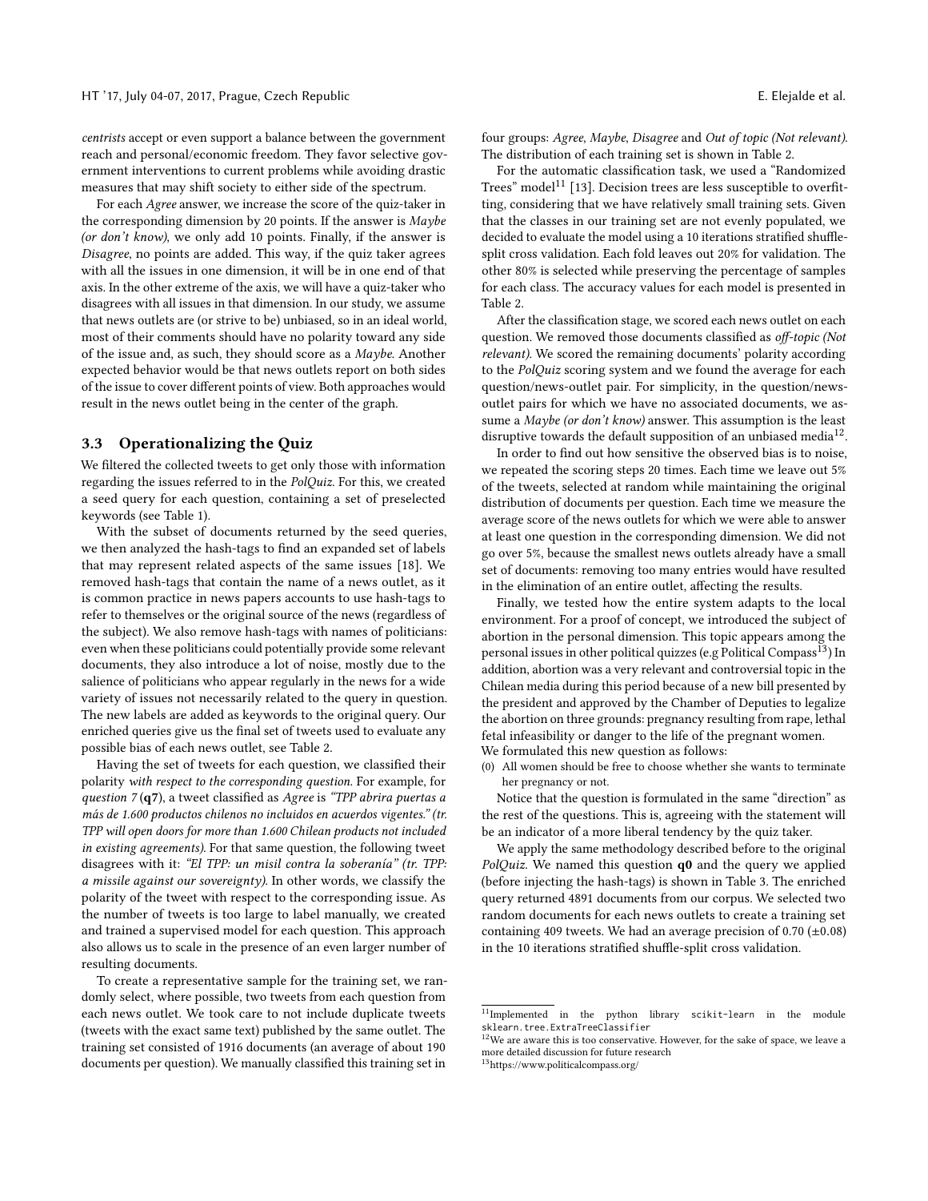*centrists* accept or even support a balance between the government reach and personal/economic freedom. They favor selective government interventions to current problems while avoiding drastic measures that may shift society to either side of the spectrum.

For each *Agree* answer, we increase the score of the quiz-taker in the corresponding dimension by 20 points. If the answer is *Maybe (or don't know)*, we only add 10 points. Finally, if the answer is *Disagree*, no points are added. This way, if the quiz taker agrees with all the issues in one dimension, it will be in one end of that axis. In the other extreme of the axis, we will have a quiz-taker who disagrees with all issues in that dimension. In our study, we assume that news outlets are (or strive to be) unbiased, so in an ideal world, most of their comments should have no polarity toward any side of the issue and, as such, they should score as a *Maybe*. Another expected behavior would be that news outlets report on both sides of the issue to cover different points of view. Both approaches would result in the news outlet being in the center of the graph.

### 3.3 Operationalizing the Quiz

We filtered the collected tweets to get only those with information regarding the issues referred to in the *PolQuiz*. For this, we created a seed query for each question, containing a set of preselected keywords (see Table 1).

With the subset of documents returned by the seed queries, we then analyzed the hash-tags to find an expanded set of labels that may represent related aspects of the same issues [18]. We removed hash-tags that contain the name of a news outlet, as it is common practice in news papers accounts to use hash-tags to refer to themselves or the original source of the news (regardless of the subject). We also remove hash-tags with names of politicians: even when these politicians could potentially provide some relevant documents, they also introduce a lot of noise, mostly due to the salience of politicians who appear regularly in the news for a wide variety of issues not necessarily related to the query in question. The new labels are added as keywords to the original query. Our enriched queries give us the final set of tweets used to evaluate any possible bias of each news outlet, see Table 2.

Having the set of tweets for each question, we classified their polarity *with respect to the corresponding question*. For example, for *question 7* (**q7**), a tweet classified as *Agree* is *"TPP abrirá puertas a más de 1.600 productos chilenos no incluidos en acuerdos vigentes." (tr. TPP will open doors for more than 1.600 Chilean products not included in existing agreements)*. For that same question, the following tweet disagrees with it: *"El TPP: un misil contra la soberanía" (tr. TPP: a missile against our sovereignty)*. In other words, we classify the polarity of the tweet with respect to the corresponding issue. As the number of tweets is too large to label manually, we created and trained a supervised model for each question. This approach also allows us to scale in the presence of an even larger number of resulting documents.

To create a representative sample for the training set, we randomly select, where possible, two tweets from each question from each news outlet. We took care to not include duplicate tweets (tweets with the exact same text) published by the same outlet. The training set consisted of 1916 documents (an average of about 190 documents per question). We manually classified this training set in four groups: *Agree*, *Maybe*, *Disagree* and *Out of topic (Not relevant)*. The distribution of each training set is shown in Table 2.

For the automatic classification task, we used a "Randomized Trees" model[11] [13]. Decision trees are less susceptible to overfitting, considering that we have relatively small training sets. Given that the classes in our training set are not evenly populated, we decided to evaluate the model using a 10 iterations stratified shuffle-split cross validation. Each fold leaves out 20% for validation. The other 80% is selected while preserving the percentage of samples for each class. The accuracy values for each model is presented in Table 2.

After the classification stage, we scored each news outlet on each question. We removed those documents classified as *off-topic (Not relevant)*. We scored the remaining documents' polarity according to the *PolQuiz* scoring system and we found the average for each question/news-outlet pair. For simplicity, in the question/news-outlet pairs for which we have no associated documents, we assume a *Maybe (or don't know)* answer. This assumption is the least disruptive towards the default supposition of an unbiased media[12].

In order to find out how sensitive the observed bias is to noise, we repeated the scoring steps 20 times. Each time we leave out 5% of the tweets, selected at random while maintaining the original distribution of documents per question. Each time we measure the average score of the news outlets for which we were able to answer at least one question in the corresponding dimension. We did not go over 5%, because the smallest news outlets already have a small set of documents: removing too many entries would have resulted in the elimination of an entire outlet, affecting the results.

Finally, we tested how the entire system adapts to the local environment. For a proof of concept, we introduced the subject of abortion in the personal dimension. This topic appears among the personal issues in other political quizzes (e.g Political Compass[13]) In addition, abortion was a very relevant and controversial topic in the Chilean media during this period because of a new bill presented by the president and approved by the Chamber of Deputies to legalize the abortion on three grounds: pregnancy resulting from rape, lethal fetal infeasibility or danger to the life of the pregnant women.
We formulated this new question as follows:

(0) All women should be free to choose whether she wants to terminate her pregnancy or not.

Notice that the question is formulated in the same "direction" as the rest of the questions. This is, agreeing with the statement will be an indicator of a more liberal tendency by the quiz taker.

We apply the same methodology described before to the original *PolQuiz*. We named this question **q0** and the query we applied (before injecting the hash-tags) is shown in Table 3. The enriched query returned 4891 documents from our corpus. We selected two random documents for each news outlets to create a training set containing 409 tweets. We had an average precision of 0.70 (±0.08) in the 10 iterations stratified shuffle-split cross validation.

---

[11] Implemented in the python library `scikit-learn` in the module `sklearn.tree.ExtraTreeClassifier`

[12] We are aware this is too conservative. However, for the sake of space, we leave a more detailed discussion for future research

[13] https://www.politicalcompass.org/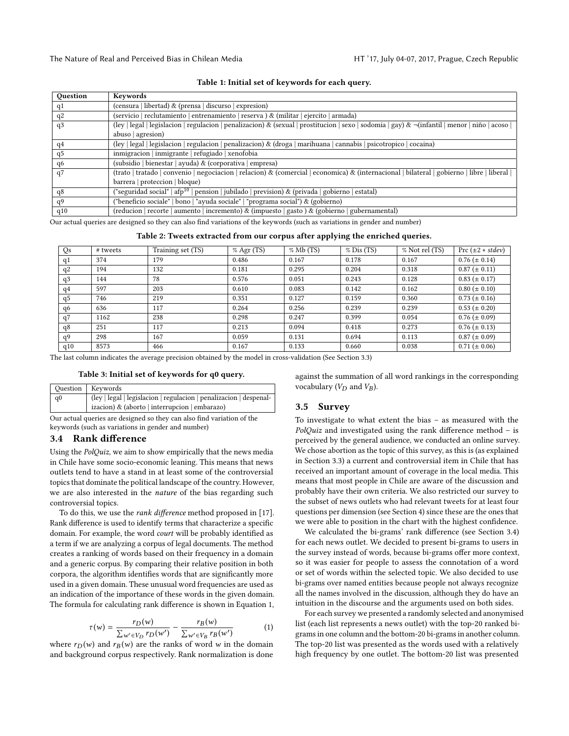Table 1: Initial set of keywords for each query.

| Question | Keywords |
|---|---|
| q1 | (censura \| libertad) & (prensa \| discurso \| expresion) |
| q2 | (servicio \| reclutamiento \| entrenamiento \| reserva ) & (militar \| ejercito \| armada) |
| q3 | (ley \| legal \| legislacion \| regulacion \| penalizacion) & (sexual \| prostitucion \| sexo \| sodomia \| gay) & ¬(infantil \| menor \| niño \| acoso \| abuso \| agresion) |
| q4 | (ley \| legal \| legislacion \| regulacion \| penalizacion) & (droga \| marihuana \| cannabis \| psicotropico \| cocaina) |
| q5 | inmigracion \| inmigrante \| refugiado \| xenofobia |
| q6 | (subsidio \| bienestar \| ayuda) & (corporativa \| empresa) |
| q7 | (trato \| tratado \| convenio \| negociacion \| relacion) & (comercial \| economica) & (internacional \| bilateral \| gobierno \| libre \| liberal \| barrera \| proteccion \| bloque) |
| q8 | ("seguridad social" \| afp[10] \| pension \| jubilado \| prevision) & (privada \| gobierno \| estatal) |
| q9 | ("beneficio sociale" \| bono \| "ayuda sociale" \| "programa social") & (gobierno) |
| q10 | (reducion \| recorte \| aumento \| incremento) & (impuesto \| gasto ) & (gobierno \| gubernamental) |

Our actual queries are designed so they can also find variations of the keywords (such as variations in gender and number)

Table 2: Tweets extracted from our corpus after applying the enriched queries.

| Qs | # tweets | Training set (TS) | % Agr (TS) | % Mb (TS) | % Dis (TS) | % Not rel (TS) | Prc ($\pm 2 * stdev$) |
|---|---|---|---|---|---|---|---|
| q1 | 374 | 179 | 0.486 | 0.167 | 0.178 | 0.167 | 0.76 (± 0.14) |
| q2 | 194 | 132 | 0.181 | 0.295 | 0.204 | 0.318 | 0.87 (± 0.11) |
| q3 | 144 | 78 | 0.576 | 0.051 | 0.243 | 0.128 | 0.83 (± 0.17) |
| q4 | 597 | 203 | 0.610 | 0.083 | 0.142 | 0.162 | 0.80 (± 0.10) |
| q5 | 746 | 219 | 0.351 | 0.127 | 0.159 | 0.360 | 0.73 (± 0.16) |
| q6 | 636 | 117 | 0.264 | 0.256 | 0.239 | 0.239 | 0.53 (± 0.20) |
| q7 | 1162 | 238 | 0.298 | 0.247 | 0.399 | 0.054 | 0.76 (± 0.09) |
| q8 | 251 | 117 | 0.213 | 0.094 | 0.418 | 0.273 | 0.76 (± 0.13) |
| q9 | 298 | 167 | 0.059 | 0.131 | 0.694 | 0.113 | 0.87 (± 0.09) |
| q10 | 8573 | 466 | 0.167 | 0.133 | 0.660 | 0.038 | 0.71 (± 0.06) |

The last column indicates the average precision obtained by the model in cross-validation (See Section 3.3)

Table 3: Initial set of keywords for q0 query.

| Question | Keywords |
|---|---|
| q0 | (ley \| legal \| legislacion \| regulacion \| penalizacion \| despenalizacion) & (aborto \| interrupcion \| embarazo) |

Our actual queries are designed so they can also find variation of the keywords (such as variations in gender and number)

## 3.4 Rank difference

Using the *PolQuiz*, we aim to show empirically that the news media in Chile have some socio-economic leaning. This means that news outlets tend to have a stand in at least some of the controversial topics that dominate the political landscape of the country. However, we are also interested in the *nature* of the bias regarding such controversial topics.

To do this, we use the *rank difference* method proposed in [17]. Rank difference is used to identify terms that characterize a specific domain. For example, the word *court* will be probably identified as a term if we are analyzing a corpus of legal documents. The method creates a ranking of words based on their frequency in a domain and a generic corpus. By comparing their relative position in both corpora, the algorithm identifies words that are significantly more used in a given domain. These unusual word frequencies are used as an indication of the importance of these words in the given domain. The formula for calculating rank difference is shown in Equation 1,

$$\tau(w) = \frac{r_D(w)}{\sum_{w' \in V_D} r_D(w')} - \frac{r_B(w)}{\sum_{w' \in V_B} r_B(w')} \tag{1}$$

where $r_D(w)$ and $r_B(w)$ are the ranks of word $w$ in the domain and background corpus respectively. Rank normalization is done against the summation of all word rankings in the corresponding vocabulary ($V_D$ and $V_B$).

## 3.5 Survey

To investigate to what extent the bias – as measured with the *PolQuiz* and investigated using the rank difference method – is perceived by the general audience, we conducted an online survey. We chose abortion as the topic of this survey, as this is (as explained in Section 3.3) a current and controversial item in Chile that has received an important amount of coverage in the local media. This means that most people in Chile are aware of the discussion and probably have their own criteria. We also restricted our survey to the subset of news outlets who had relevant tweets for at least four questions per dimension (see Section 4) since these are the ones that we were able to position in the chart with the highest confidence.

We calculated the bi-grams' rank difference (see Section 3.4) for each news outlet. We decided to present bi-grams to users in the survey instead of words, because bi-grams offer more context, so it was easier for people to assess the connotation of a word or set of words within the selected topic. We also decided to use bi-grams over named entities because people not always recognize all the names involved in the discussion, although they do have an intuition in the discourse and the arguments used on both sides.

For each survey we presented a randomly selected and anonymised list (each list represents a news outlet) with the top-20 ranked bi-grams in one column and the bottom-20 bi-grams in another column. The top-20 list was presented as the words used with a relatively high frequency by one outlet. The bottom-20 list was presented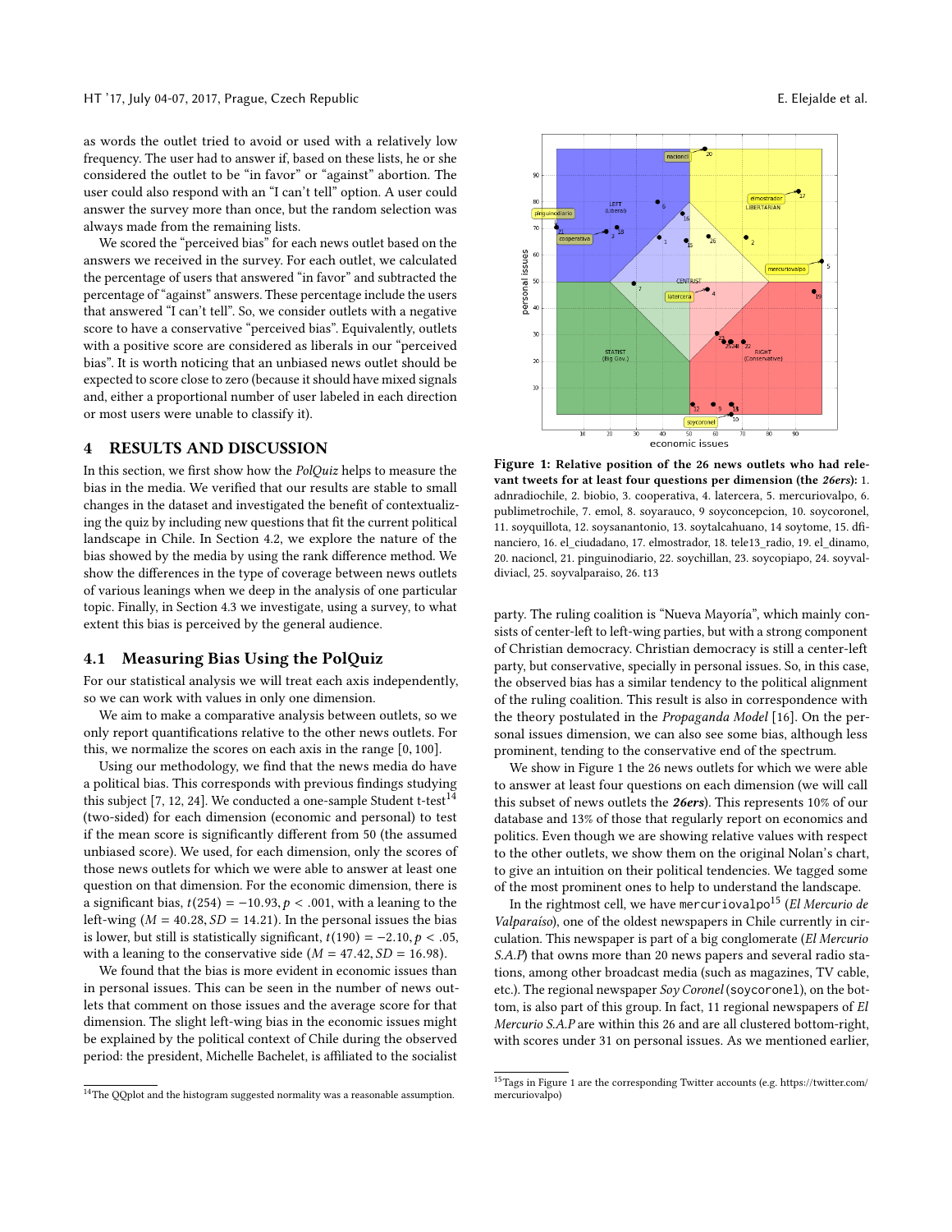as words the outlet tried to avoid or used with a relatively low frequency. The user had to answer if, based on these lists, he or she considered the outlet to be "in favor" or "against" abortion. The user could also respond with an "I can't tell" option. A user could answer the survey more than once, but the random selection was always made from the remaining lists.

We scored the "perceived bias" for each news outlet based on the answers we received in the survey. For each outlet, we calculated the percentage of users that answered "in favor" and subtracted the percentage of "against" answers. These percentage include the users that answered "I can't tell". So, we consider outlets with a negative score to have a conservative "perceived bias". Equivalently, outlets with a positive score are considered as liberals in our "perceived bias". It is worth noticing that an unbiased news outlet should be expected to score close to zero (because it should have mixed signals and, either a proportional number of user labeled in each direction or most users were unable to classify it).

## 4 RESULTS AND DISCUSSION

In this section, we first show how the *PolQuiz* helps to measure the bias in the media. We verified that our results are stable to small changes in the dataset and investigated the benefit of contextualizing the quiz by including new questions that fit the current political landscape in Chile. In Section 4.2, we explore the nature of the bias showed by the media by using the rank difference method. We show the differences in the type of coverage between news outlets of various leanings when we deep in the analysis of one particular topic. Finally, in Section 4.3 we investigate, using a survey, to what extent this bias is perceived by the general audience.

### 4.1 Measuring Bias Using the PolQuiz

For our statistical analysis we will treat each axis independently, so we can work with values in only one dimension.

We aim to make a comparative analysis between outlets, so we only report quantifications relative to the other news outlets. For this, we normalize the scores on each axis in the range $[0, 100]$.

Using our methodology, we find that the news media do have a political bias. This corresponds with previous findings studying this subject [7, 12, 24]. We conducted a one-sample Student t-test[14] (two-sided) for each dimension (economic and personal) to test if the mean score is significantly different from 50 (the assumed unbiased score). We used, for each dimension, only the scores of those news outlets for which we were able to answer at least one question on that dimension. For the economic dimension, there is a significant bias, $t(254) = -10.93, p < .001$, with a leaning to the left-wing ($M = 40.28, SD = 14.21$). In the personal issues the bias is lower, but still is statistically significant, $t(190) = -2.10, p < .05$, with a leaning to the conservative side ($M = 47.42, SD = 16.98$).

We found that the bias is more evident in economic issues than in personal issues. This can be seen in the number of news outlets that comment on those issues and the average score for that dimension. The slight left-wing bias in the economic issues might be explained by the political context of Chile during the observed period: the president, Michelle Bachelet, is affiliated to the socialist party. The ruling coalition is "Nueva Mayoría", which mainly consists of center-left to left-wing parties, but with a strong component of Christian democracy. Christian democracy is still a center-left party, but conservative, specially in personal issues. So, in this case, the observed bias has a similar tendency to the political alignment of the ruling coalition. This result is also in correspondence with the theory postulated in the *Propaganda Model* [16]. On the personal issues dimension, we can also see some bias, although less prominent, tending to the conservative end of the spectrum.

[14] The QQplot and the histogram suggested normality was a reasonable assumption.

**Figure 1: Relative position of the 26 news outlets who had relevant tweets for at least four questions per dimension (the *26ers*):** 1. adnradiochile, 2. biobio, 3. cooperativa, 4. latercera, 5. mercuriovalpo, 6. publimetrochile, 7. emol, 8. soyarauco, 9 soyconcepcion, 10. soycoronel, 11. soyquillota, 12. soysanantonio, 13. soytalcahuano, 14 soytome, 15. dfinanciero, 16. el_ciudadano, 17. elmostrador, 18. tele13_radio, 19. el_dinamo, 20. nacioncl, 21. pinguinodiario, 22. soychillan, 23. soycopiapo, 24. soyvaldiviacl, 25. soyvalparaiso, 26. t13

We show in Figure 1 the 26 news outlets for which we were able to answer at least four questions on each dimension (we will call this subset of news outlets the ***26ers***). This represents 10% of our database and 13% of those that regularly report on economics and politics. Even though we are showing relative values with respect to the other outlets, we show them on the original Nolan's chart, to give an intuition on their political tendencies. We tagged some of the most prominent ones to help to understand the landscape.

In the rightmost cell, we have `mercuriovalpo`[15] (*El Mercurio de Valparaíso*), one of the oldest newspapers in Chile currently in circulation. This newspaper is part of a big conglomerate (*El Mercurio S.A.P*) that owns more than 20 news papers and several radio stations, among other broadcast media (such as magazines, TV cable, etc.). The regional newspaper *Soy Coronel* (`soycoronel`), on the bottom, is also part of this group. In fact, 11 regional newspapers of *El Mercurio S.A.P* are within this 26 and are all clustered bottom-right, with scores under 31 on personal issues. As we mentioned earlier,

[15] Tags in Figure 1 are the corresponding Twitter accounts (e.g. https://twitter.com/mercuriovalpo)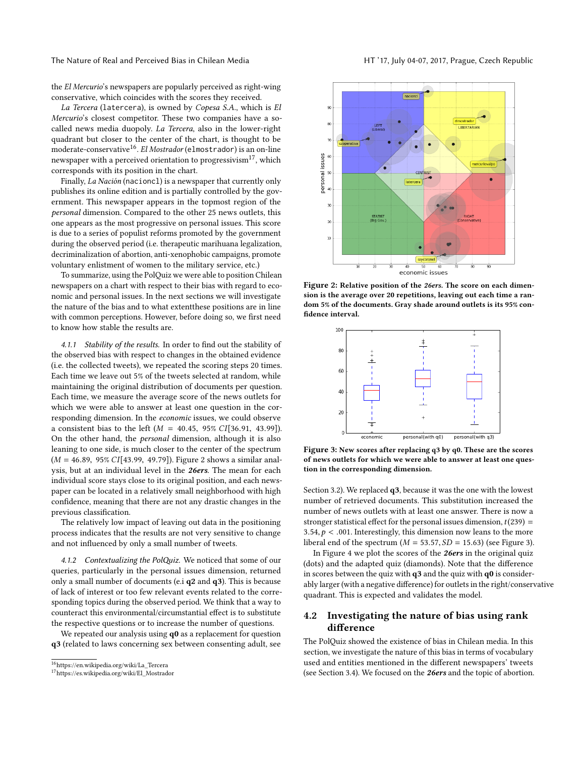the *El Mercurio*'s newspapers are popularly perceived as right-wing conservative, which coincides with the scores they received.

*La Tercera* (latercera), is owned by *Copesa S.A.*, which is *El Mercurio*'s closest competitor. These two companies have a so-called news media duopoly. *La Tercera*, also in the lower-right quadrant but closer to the center of the chart, is thought to be moderate-conservative[16]. *El Mostrador* (elmostrador) is an on-line newspaper with a perceived orientation to progressivism[17], which corresponds with its position in the chart.

Finally, *La Nación* (nacioncl) is a newspaper that currently only publishes its online edition and is partially controlled by the government. This newspaper appears in the topmost region of the *personal* dimension. Compared to the other 25 news outlets, this one appears as the most progressive on personal issues. This score is due to a series of populist reforms promoted by the government during the observed period (i.e. therapeutic marihuana legalization, decriminalization of abortion, anti-xenophobic campaigns, promote voluntary enlistment of women to the military service, etc.)

To summarize, using the PolQuiz we were able to position Chilean newspapers on a chart with respect to their bias with regard to economic and personal issues. In the next sections we will investigate the nature of the bias and to what extentthese positions are in line with common perceptions. However, before doing so, we first need to know how stable the results are.

*4.1.1 Stability of the results.* In order to find out the stability of the observed bias with respect to changes in the obtained evidence (i.e. the collected tweets), we repeated the scoring steps 20 times. Each time we leave out 5% of the tweets selected at random, while maintaining the original distribution of documents per question. Each time, we measure the average score of the news outlets for which we were able to answer at least one question in the corresponding dimension. In the *economic* issues, we could observe a consistent bias to the left ($M = 40.45$, 95% $CI[36.91, 43.99]$). On the other hand, the *personal* dimension, although it is also leaning to one side, is much closer to the center of the spectrum ($M = 46.89$, 95% $CI[43.99, 49.79]$). Figure 2 shows a similar analysis, but at an individual level in the ***26ers***. The mean for each individual score stays close to its original position, and each newspaper can be located in a relatively small neighborhood with high confidence, meaning that there are not any drastic changes in the previous classification.

The relatively low impact of leaving out data in the positioning process indicates that the results are not very sensitive to change and not influenced by only a small number of tweets.

*4.1.2 Contextualizing the PolQuiz.* We noticed that some of our queries, particularly in the personal issues dimension, returned only a small number of documents (e.i **q2** and **q3**). This is because of lack of interest or too few relevant events related to the corresponding topics during the observed period. We think that a way to counteract this environmental/circumstantial effect is to substitute the respective questions or to increase the number of questions.

We repeated our analysis using **q0** as a replacement for question **q3** (related to laws concerning sex between consenting adult, see Section 3.2). We replaced **q3**, because it was the one with the lowest number of retrieved documents. This substitution increased the number of news outlets with at least one answer. There is now a stronger statistical effect for the personal issues dimension, $t(239) = 3.54, p < .001$. Interestingly, this dimension now leans to the more liberal end of the spectrum ($M = 53.57, SD = 15.63$) (see Figure 3).

In Figure 4 we plot the scores of the ***26ers*** in the original quiz (dots) and the adapted quiz (diamonds). Note that the difference in scores between the quiz with **q3** and the quiz with **q0** is considerably larger (with a negative difference) for outlets in the right/conservative quadrant. This is expected and validates the model.

**Figure 2: Relative position of the *26ers*. The score on each dimension is the average over 20 repetitions, leaving out each time a random 5% of the documents. Gray shade around outlets is its 95% confidence interval.**

**Figure 3: New scores after replacing q3 by q0. These are the scores of news outlets for which we were able to answer at least one question in the corresponding dimension.**

## 4.2 Investigating the nature of bias using rank difference

The PolQuiz showed the existence of bias in Chilean media. In this section, we investigate the nature of this bias in terms of vocabulary used and entities mentioned in the different newspapers' tweets (see Section 3.4). We focused on the ***26ers*** and the topic of abortion.

[16] https://en.wikipedia.org/wiki/La_Tercera
[17] https://es.wikipedia.org/wiki/El_Mostrador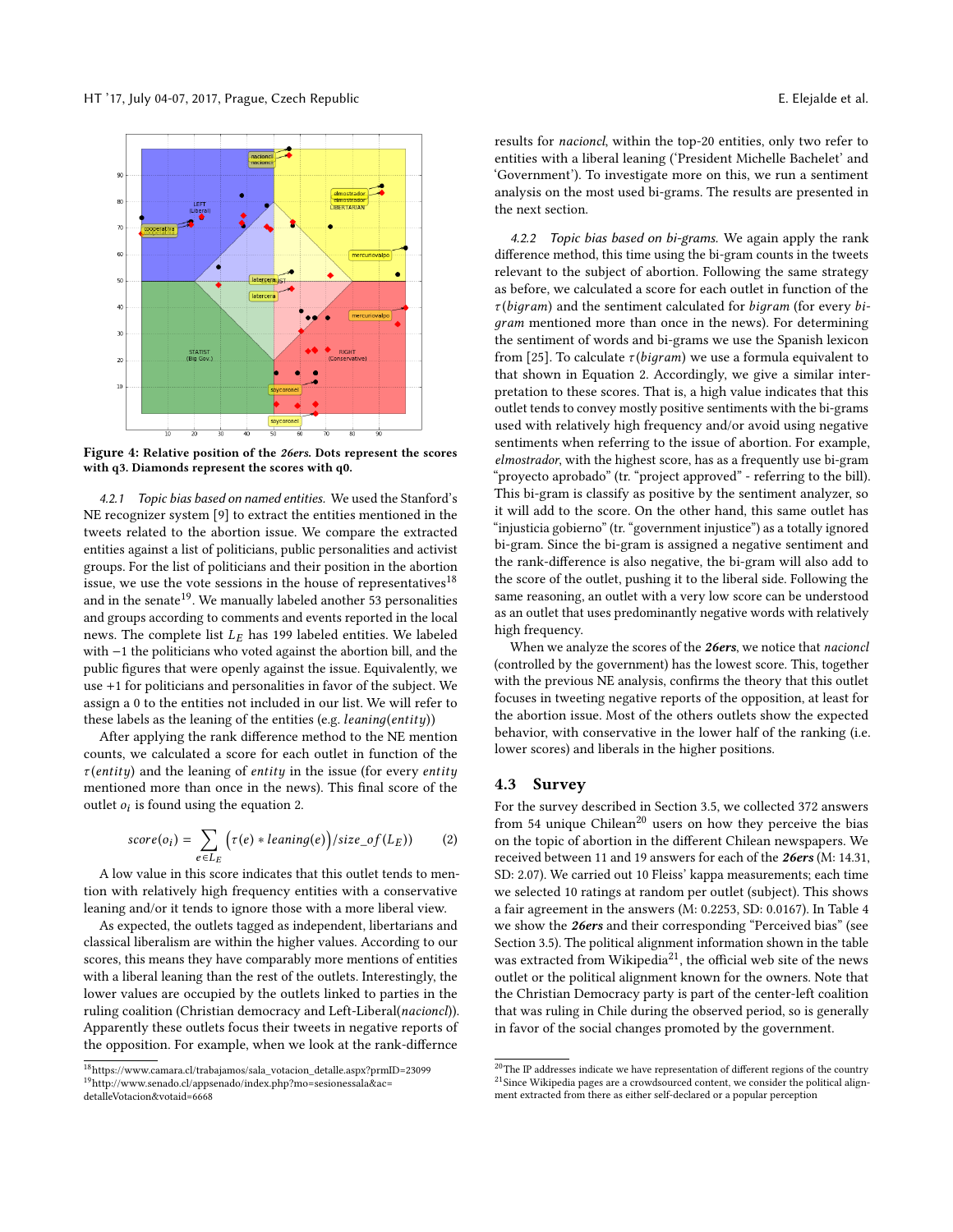90
80
70
60
50
40
30
20
10
10
20
30
40
50
60
70
80
90
LEFT (Liberal)
LIBERTARIAN
STATIST (Big Gov.)
RIGHT (Conservative)
nacioncl
nacioncl
elmostrador
elmostrador
cooperativa
cooperativa
mercuriovalpo
latercera
latercera
mercuriovalpo
soycoronel
soycoronel

**Figure 4: Relative position of the *26ers*. Dots represent the scores with q3. Diamonds represent the scores with q0.**

#### 4.2.1 Topic bias based on named entities.

We used the Stanford's NE recognizer system [9] to extract the entities mentioned in the tweets related to the abortion issue. We compare the extracted entities against a list of politicians, public personalities and activist groups. For the list of politicians and their position in the abortion issue, we use the vote sessions in the house of representatives[18] and in the senate[19]. We manually labeled another 53 personalities and groups according to comments and events reported in the local news. The complete list $L_E$ has 199 labeled entities. We labeled with $-1$ the politicians who voted against the abortion bill, and the public figures that were openly against the issue. Equivalently, we use $+1$ for politicians and personalities in favor of the subject. We assign a 0 to the entities not included in our list. We will refer to these labels as the leaning of the entities (e.g. $leaning(entity)$)

After applying the rank difference method to the NE mention counts, we calculated a score for each outlet in function of the $\tau(entity)$ and the leaning of $entity$ in the issue (for every $entity$ mentioned more than once in the news). This final score of the outlet $o_i$ is found using the equation 2.

$$score(o_i) = \sum_{e \in L_E} \Big(\tau(e) * leaning(e)\Big) / size\_of(L_E) \qquad (2)$$

A low value in this score indicates that this outlet tends to mention with relatively high frequency entities with a conservative leaning and/or it tends to ignore those with a more liberal view.

As expected, the outlets tagged as independent, libertarians and classical liberalism are within the higher values. According to our scores, this means they have comparably more mentions of entities with a liberal leaning than the rest of the outlets. Interestingly, the lower values are occupied by the outlets linked to parties in the ruling coalition (Christian democracy and Left-Liberal(*nacioncl*)). Apparently these outlets focus their tweets in negative reports of the opposition. For example, when we look at the rank-diffe­rnce results for *nacioncl*, within the top-20 entities, only two refer to entities with a liberal leaning ('President Michelle Bachelet' and 'Government'). To investigate more on this, we run a sentiment analysis on the most used bi-grams. The results are presented in the next section.

#### 4.2.2 Topic bias based on bi-grams.

We again apply the rank difference method, this time using the bi-gram counts in the tweets relevant to the subject of abortion. Following the same strategy as before, we calculated a score for each outlet in function of the $\tau(bigram)$ and the sentiment calculated for $bigram$ (for every $bigram$ mentioned more than once in the news). For determining the sentiment of words and bi-grams we use the Spanish lexicon from [25]. To calculate $\tau(bigram)$ we use a formula equivalent to that shown in Equation 2. Accordingly, we give a similar interpretation to these scores. That is, a high value indicates that this outlet tends to convey mostly positive sentiments with the bi-grams used with relatively high frequency and/or avoid using negative sentiments when referring to the issue of abortion. For example, *elmostrador*, with the highest score, has as a frequently use bi-gram "proyecto aprobado" (tr. "project approved" - referring to the bill). This bi-gram is classify as positive by the sentiment analyzer, so it will add to the score. On the other hand, this same outlet has "injusticia gobierno" (tr. "government injustice") as a totally ignored bi-gram. Since the bi-gram is assigned a negative sentiment and the rank-difference is also negative, the bi-gram will also add to the score of the outlet, pushing it to the liberal side. Following the same reasoning, an outlet with a very low score can be understood as an outlet that uses predominantly negative words with relatively high frequency.

When we analyze the scores of the ***26ers***, we notice that *nacioncl* (controlled by the government) has the lowest score. This, together with the previous NE analysis, confirms the theory that this outlet focuses in tweeting negative reports of the opposition, at least for the abortion issue. Most of the others outlets show the expected behavior, with conservative in the lower half of the ranking (i.e. lower scores) and liberals in the higher positions.

## 4.3 Survey

For the survey described in Section 3.5, we collected 372 answers from 54 unique Chilean[20] users on how they perceive the bias on the topic of abortion in the different Chilean newspapers. We received between 11 and 19 answers for each of the ***26ers*** (M: 14.31, SD: 2.07). We carried out 10 Fleiss' kappa measurements; each time we selected 10 ratings at random per outlet (subject). This shows a fair agreement in the answers (M: 0.2253, SD: 0.0167). In Table 4 we show the ***26ers*** and their corresponding "Perceived bias" (see Section 3.5). The political alignment information shown in the table was extracted from Wikipedia[21], the official web site of the news outlet or the political alignment known for the owners. Note that the Christian Democracy party is part of the center-left coalition that was ruling in Chile during the observed period, so is generally in favor of the social changes promoted by the government.

---

[18] https://www.camara.cl/trabajamos/sala_votacion_detalle.aspx?prmID=23099

[19] http://www.senado.cl/appsenado/index.php?mo=sesionessala&ac=detalleVotacion&votaid=6668

[20] The IP addresses indicate we have representation of different regions of the country

[21] Since Wikipedia pages are a crowdsourced content, we consider the political alignment extracted from there as either self-declared or a popular perception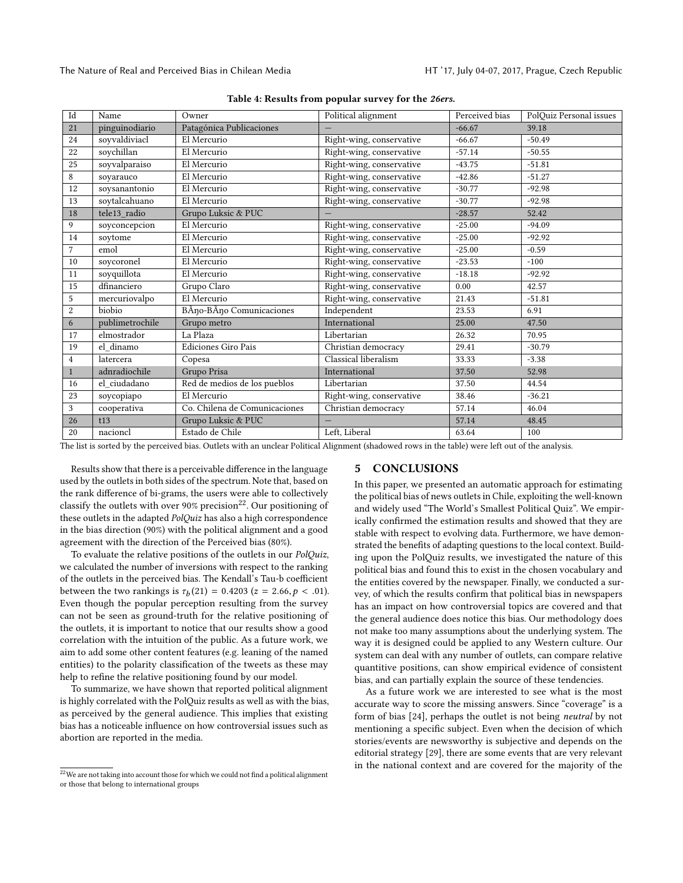**Table 4: Results from popular survey for the *26ers*.**

| Id | Name | Owner | Political alignment | Perceived bias | PolQuiz Personal issues |
|---|---|---|---|---|---|
| 21 | pinguinodiario | Patagónica Publicaciones | — | -66.67 | 39.18 |
| 24 | soyvaldiviacl | El Mercurio | Right-wing, conservative | -66.67 | -50.49 |
| 22 | soychillan | El Mercurio | Right-wing, conservative | -57.14 | -50.55 |
| 25 | soyvalparaiso | El Mercurio | Right-wing, conservative | -43.75 | -51.81 |
| 8 | soyarauco | El Mercurio | Right-wing, conservative | -42.86 | -51.27 |
| 12 | soysanantonio | El Mercurio | Right-wing, conservative | -30.77 | -92.98 |
| 13 | soytalcahuano | El Mercurio | Right-wing, conservative | -30.77 | -92.98 |
| 18 | tele13_radio | Grupo Luksic & PUC | — | -28.57 | 52.42 |
| 9 | soyconcepcion | El Mercurio | Right-wing, conservative | -25.00 | -94.09 |
| 14 | soytome | El Mercurio | Right-wing, conservative | -25.00 | -92.92 |
| 7 | emol | El Mercurio | Right-wing, conservative | -25.00 | -0.59 |
| 10 | soycoronel | El Mercurio | Right-wing, conservative | -23.53 | -100 |
| 11 | soyquillota | El Mercurio | Right-wing, conservative | -18.18 | -92.92 |
| 15 | dfinanciero | Grupo Claro | Right-wing, conservative | 0.00 | 42.57 |
| 5 | mercuriovalpo | El Mercurio | Right-wing, conservative | 21.43 | -51.81 |
| 2 | biobio | BÃŋo-BÃŋo Comunicaciones | Independent | 23.53 | 6.91 |
| 6 | publimetrochile | Grupo metro | International | 25.00 | 47.50 |
| 17 | elmostrador | La Plaza | Libertarian | 26.32 | 70.95 |
| 19 | el_dinamo | Ediciones Giro Pais | Christian democracy | 29.41 | -30.79 |
| 4 | latercera | Copesa | Classical liberalism | 33.33 | -3.38 |
| 1 | adnradiochile | Grupo Prisa | International | 37.50 | 52.98 |
| 16 | el_ciudadano | Red de medios de los pueblos | Libertarian | 37.50 | 44.54 |
| 23 | soycopiapo | El Mercurio | Right-wing, conservative | 38.46 | -36.21 |
| 3 | cooperativa | Co. Chilena de Comunicaciones | Christian democracy | 57.14 | 46.04 |
| 26 | t13 | Grupo Luksic & PUC | — | 57.14 | 48.45 |
| 20 | nacioncl | Estado de Chile | Left, Liberal | 63.64 | 100 |

The list is sorted by the perceived bias. Outlets with an unclear Political Alignment (shadowed rows in the table) were left out of the analysis.

Results show that there is a perceivable difference in the language used by the outlets in both sides of the spectrum. Note that, based on the rank difference of bi-grams, the users were able to collectively classify the outlets with over 90% precision[22]. Our positioning of these outlets in the adapted *PolQuiz* has also a high correspondence in the bias direction (90%) with the political alignment and a good agreement with the direction of the Perceived bias (80%).

To evaluate the relative positions of the outlets in our *PolQuiz*, we calculated the number of inversions with respect to the ranking of the outlets in the perceived bias. The Kendall's Tau-b coefficient between the two rankings is $\tau_b(21) = 0.4203$ ($z = 2.66, p < .01$). Even though the popular perception resulting from the survey can not be seen as ground-truth for the relative positioning of the outlets, it is important to notice that our results show a good correlation with the intuition of the public. As a future work, we aim to add some other content features (e.g. leaning of the named entities) to the polarity classification of the tweets as these may help to refine the relative positioning found by our model.

To summarize, we have shown that reported political alignment is highly correlated with the PolQuiz results as well as with the bias, as perceived by the general audience. This implies that existing bias has a noticeable influence on how controversial issues such as abortion are reported in the media.

[22] We are not taking into account those for which we could not find a political alignment or those that belong to international groups

## 5 CONCLUSIONS

In this paper, we presented an automatic approach for estimating the political bias of news outlets in Chile, exploiting the well-known and widely used "The World's Smallest Political Quiz". We empirically confirmed the estimation results and showed that they are stable with respect to evolving data. Furthermore, we have demonstrated the benefits of adapting questions to the local context. Building upon the PolQuiz results, we investigated the nature of this political bias and found this to exist in the chosen vocabulary and the entities covered by the newspaper. Finally, we conducted a survey, of which the results confirm that political bias in newspapers has an impact on how controversial topics are covered and that the general audience does notice this bias. Our methodology does not make too many assumptions about the underlying system. The way it is designed could be applied to any Western culture. Our system can deal with any number of outlets, can compare relative quantitive positions, can show empirical evidence of consistent bias, and can partially explain the source of these tendencies.

As a future work we are interested to see what is the most accurate way to score the missing answers. Since "coverage" is a form of bias [24], perhaps the outlet is not being *neutral* by not mentioning a specific subject. Even when the decision of which stories/events are newsworthy is subjective and depends on the editorial strategy [29], there are some events that are very relevant in the national context and are covered for the majority of the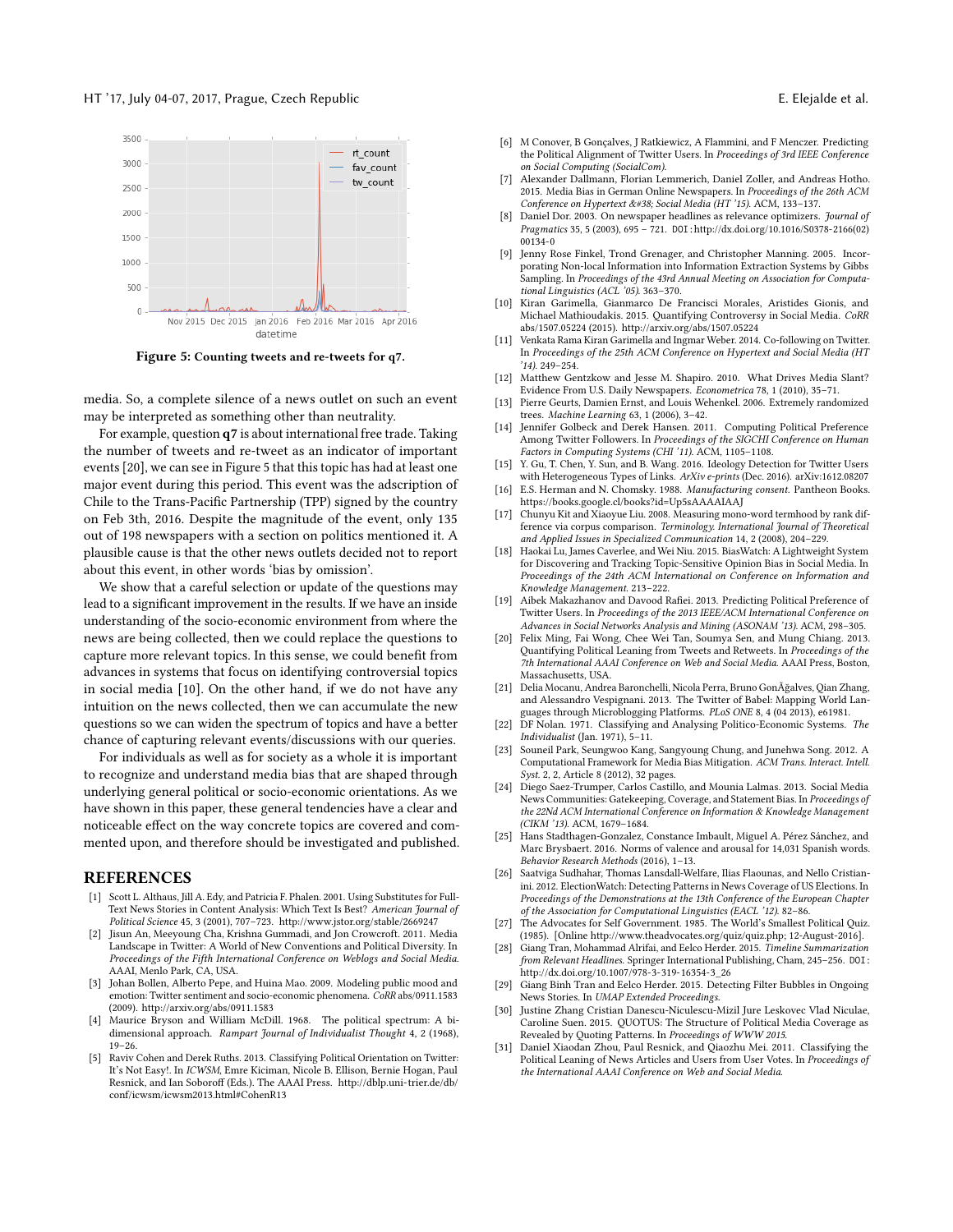3500
3000
2500
2000
1500
1000
500
0

rt_count
fav_count
tw_count

Nov 2015 Dec 2015 Jan 2016 Feb 2016 Mar 2016 Apr 2016
datetime

**Figure 5: Counting tweets and re-tweets for q7.**

media. So, a complete silence of a news outlet on such an event may be interpreted as something other than neutrality.

For example, question **q7** is about international free trade. Taking the number of tweets and re-tweet as an indicator of important events [20], we can see in Figure 5 that this topic has had at least one major event during this period. This event was the adscription of Chile to the Trans-Pacific Partnership (TPP) signed by the country on Feb 3th, 2016. Despite the magnitude of the event, only 135 out of 198 newspapers with a section on politics mentioned it. A plausible cause is that the other news outlets decided not to report about this event, in other words 'bias by omission'.

We show that a careful selection or update of the questions may lead to a significant improvement in the results. If we have an inside understanding of the socio-economic environment from where the news are being collected, then we could replace the questions to capture more relevant topics. In this sense, we could benefit from advances in systems that focus on identifying controversial topics in social media [10]. On the other hand, if we do not have any intuition on the news collected, then we can accumulate the new questions so we can widen the spectrum of topics and have a better chance of capturing relevant events/discussions with our queries.

For individuals as well as for society as a whole it is important to recognize and understand media bias that are shaped through underlying general political or socio-economic orientations. As we have shown in this paper, these general tendencies have a clear and noticeable effect on the way concrete topics are covered and commented upon, and therefore should be investigated and published.

## REFERENCES

[1] Scott L. Althaus, Jill A. Edy, and Patricia F. Phalen. 2001. Using Substitutes for Full-Text News Stories in Content Analysis: Which Text Is Best? *American Journal of Political Science* 45, 3 (2001), 707–723. http://www.jstor.org/stable/2669247

[2] Jisun An, Meeyoung Cha, Krishna Gummadi, and Jon Crowcroft. 2011. Media Landscape in Twitter: A World of New Conventions and Political Diversity. In *Proceedings of the Fifth International Conference on Weblogs and Social Media*. AAAI, Menlo Park, CA, USA.

[3] Johan Bollen, Alberto Pepe, and Huina Mao. 2009. Modeling public mood and emotion: Twitter sentiment and socio-economic phenomena. *CoRR* abs/0911.1583 (2009). http://arxiv.org/abs/0911.1583

[4] Maurice Bryson and William McDill. 1968. The political spectrum: A bi-dimensional approach. *Rampart Journal of Individualist Thought* 4, 2 (1968), 19–26.

[5] Raviv Cohen and Derek Ruths. 2013. Classifying Political Orientation on Twitter: It's Not Easy!. In *ICWSM*, Emre Kiciman, Nicole B. Ellison, Bernie Hogan, Paul Resnick, and Ian Soboroff (Eds.). The AAAI Press. http://dblp.uni-trier.de/db/conf/icwsm/icwsm2013.html#CohenR13

[6] M Conover, B Gonçalves, J Ratkiewicz, A Flammini, and F Menczer. Predicting the Political Alignment of Twitter Users. In *Proceedings of 3rd IEEE Conference on Social Computing (SocialCom)*.

[7] Alexander Dallmann, Florian Lemmerich, Daniel Zoller, and Andreas Hotho. 2015. Media Bias in German Online Newspapers. In *Proceedings of the 26th ACM Conference on Hypertext &#38; Social Media (HT '15)*. ACM, 133–137.

[8] Daniel Dor. 2003. On newspaper headlines as relevance optimizers. *Journal of Pragmatics* 35, 5 (2003), 695 – 721. DOI: http://dx.doi.org/10.1016/S0378-2166(02)00134-0

[9] Jenny Rose Finkel, Trond Grenager, and Christopher Manning. 2005. Incorporating Non-local Information into Information Extraction Systems by Gibbs Sampling. In *Proceedings of the 43rd Annual Meeting on Association for Computational Linguistics (ACL '05)*. 363–370.

[10] Kiran Garimella, Gianmarco De Francisci Morales, Aristides Gionis, and Michael Mathioudakis. 2015. Quantifying Controversy in Social Media. *CoRR* abs/1507.05224 (2015). http://arxiv.org/abs/1507.05224

[11] Venkata Rama Kiran Garimella and Ingmar Weber. 2014. Co-following on Twitter. In *Proceedings of the 25th ACM Conference on Hypertext and Social Media (HT '14)*. 249–254.

[12] Matthew Gentzkow and Jesse M. Shapiro. 2010. What Drives Media Slant? Evidence From U.S. Daily Newspapers. *Econometrica* 78, 1 (2010), 35–71.

[13] Pierre Geurts, Damien Ernst, and Louis Wehenkel. 2006. Extremely randomized trees. *Machine Learning* 63, 1 (2006), 3–42.

[14] Jennifer Golbeck and Derek Hansen. 2011. Computing Political Preference Among Twitter Followers. In *Proceedings of the SIGCHI Conference on Human Factors in Computing Systems (CHI '11)*. ACM, 1105–1108.

[15] Y. Gu, T. Chen, Y. Sun, and B. Wang. 2016. Ideology Detection for Twitter Users with Heterogeneous Types of Links. *ArXiv e-prints* (Dec. 2016). arXiv:1612.08207

[16] E.S. Herman and N. Chomsky. 1988. *Manufacturing consent*. Pantheon Books. https://books.google.cl/books?id=Up5sAAAAIAAJ

[17] Chunyu Kit and Xiaoyue Liu. 2008. Measuring mono-word termhood by rank difference via corpus comparison. *Terminology. International Journal of Theoretical and Applied Issues in Specialized Communication* 14, 2 (2008), 204–229.

[18] Haokai Lu, James Caverlee, and Wei Niu. 2015. BiasWatch: A Lightweight System for Discovering and Tracking Topic-Sensitive Opinion Bias in Social Media. In *Proceedings of the 24th ACM International on Conference on Information and Knowledge Management*. 213–222.

[19] Aibek Makazhanov and Davood Rafiei. 2013. Predicting Political Preference of Twitter Users. In *Proceedings of the 2013 IEEE/ACM International Conference on Advances in Social Networks Analysis and Mining (ASONAM '13)*. ACM, 298–305.

[20] Felix Ming, Fai Wong, Chee Wei Tan, Soumya Sen, and Mung Chiang. 2013. Quantifying Political Leaning from Tweets and Retweets. In *Proceedings of the 7th International AAAI Conference on Web and Social Media*. AAAI Press, Boston, Massachusetts, USA.

[21] Delia Mocanu, Andrea Baronchelli, Nicola Perra, Bruno GonÃğalves, Qian Zhang, and Alessandro Vespignani. 2013. The Twitter of Babel: Mapping World Languages through Microblogging Platforms. *PLoS ONE* 8, 4 (04 2013), e61981.

[22] DF Nolan. 1971. Classifying and Analysing Politico-Economic Systems. *The Individualist* (Jan. 1971), 5–11.

[23] Souneil Park, Seungwoo Kang, Sangyoung Chung, and Junehwa Song. 2012. A Computational Framework for Media Bias Mitigation. *ACM Trans. Interact. Intell. Syst.* 2, 2, Article 8 (2012), 32 pages.

[24] Diego Saez-Trumper, Carlos Castillo, and Mounia Lalmas. 2013. Social Media News Communities: Gatekeeping, Coverage, and Statement Bias. In *Proceedings of the 22Nd ACM International Conference on Information & Knowledge Management (CIKM '13)*. ACM, 1679–1684.

[25] Hans Stadthagen-Gonzalez, Constance Imbault, Miguel A. Pérez Sánchez, and Marc Brysbaert. 2016. Norms of valence and arousal for 14,031 Spanish words. *Behavior Research Methods* (2016), 1–13.

[26] Saatviga Sudhahar, Thomas Lansdall-Welfare, Ilias Flaounas, and Nello Cristianini. 2012. ElectionWatch: Detecting Patterns in News Coverage of US Elections. In *Proceedings of the Demonstrations at the 13th Conference of the European Chapter of the Association for Computational Linguistics (EACL '12)*. 82–86.

[27] The Advocates for Self Government. 1985. The World's Smallest Political Quiz. (1985). [Online http://www.theadvocates.org/quiz/quiz.php; 12-August-2016].

[28] Giang Tran, Mohammad Alrifai, and Eelco Herder. 2015. *Timeline Summarization from Relevant Headlines*. Springer International Publishing, Cham, 245–256. DOI: http://dx.doi.org/10.1007/978-3-319-16354-3_26

[29] Giang Binh Tran and Eelco Herder. 2015. Detecting Filter Bubbles in Ongoing News Stories. In *UMAP Extended Proceedings*.

[30] Justine Zhang Cristian Danescu-Niculescu-Mizil Jure Leskovec Vlad Niculae, Caroline Suen. 2015. QUOTUS: The Structure of Political Media Coverage as Revealed by Quoting Patterns. In *Proceedings of WWW 2015*.

[31] Daniel Xiaodan Zhou, Paul Resnick, and Qiaozhu Mei. 2011. Classifying the Political Leaning of News Articles and Users from User Votes. In *Proceedings of the International AAAI Conference on Web and Social Media*.